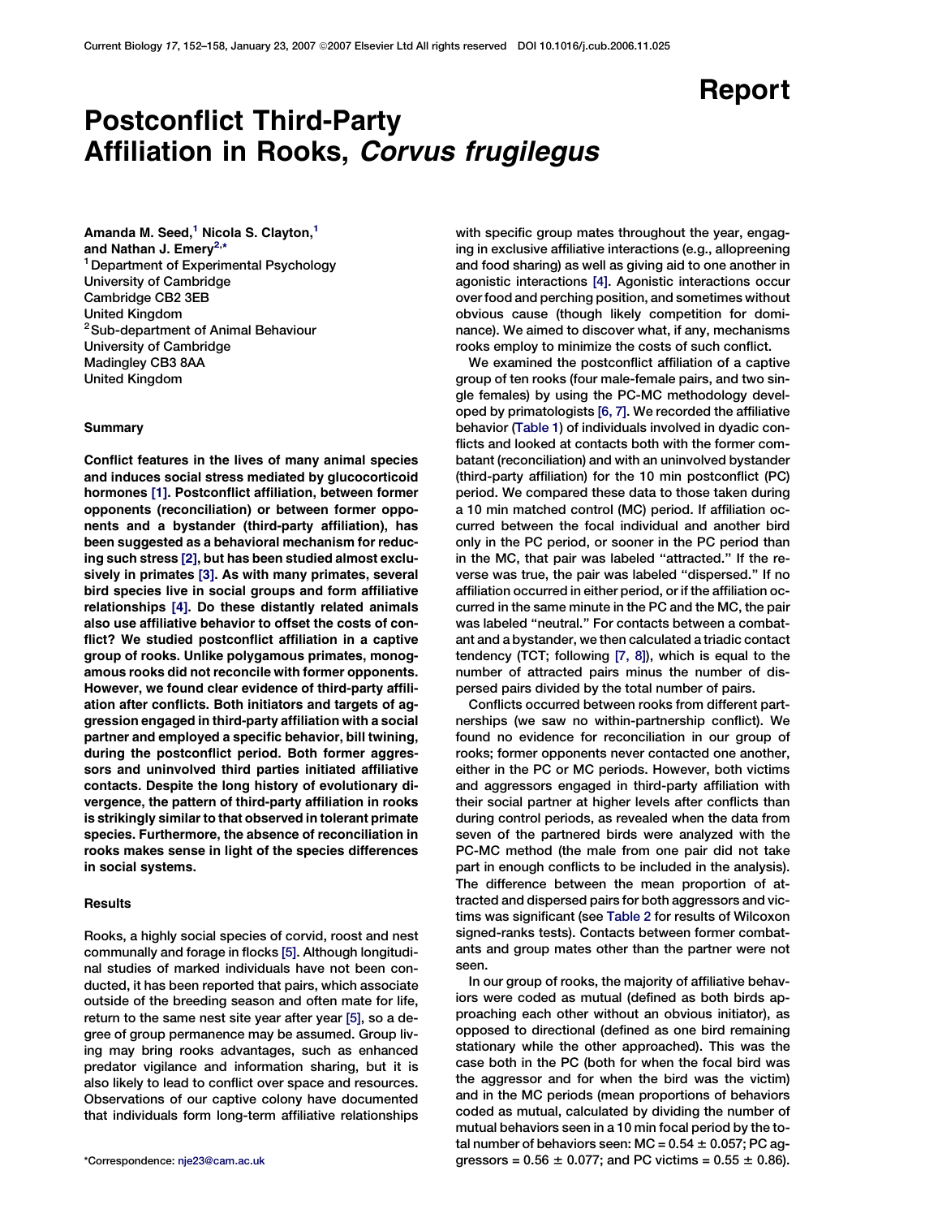Report

# Postconflict Third-Party Affiliation in Rooks, *Corvus frugilegus*

**Amanda M. Seed,[1] Nicola S. Clayton,[1] and Nathan J. Emery[2,*]**
[1] Department of Experimental Psychology
University of Cambridge
Cambridge CB2 3EB
United Kingdom
[2] Sub-department of Animal Behaviour
University of Cambridge
Madingley CB3 8AA
United Kingdom

## Summary

**Conflict features in the lives of many animal species and induces social stress mediated by glucocorticoid hormones [1]. Postconflict affiliation, between former opponents (reconciliation) or between former opponents and a bystander (third-party affiliation), has been suggested as a behavioral mechanism for reducing such stress [2], but has been studied almost exclusively in primates [3]. As with many primates, several bird species live in social groups and form affiliative relationships [4]. Do these distantly related animals also use affiliative behavior to offset the costs of conflict? We studied postconflict affiliation in a captive group of rooks. Unlike polygamous primates, monogamous rooks did not reconcile with former opponents. However, we found clear evidence of third-party affiliation after conflicts. Both initiators and targets of aggression engaged in third-party affiliation with a social partner and employed a specific behavior, bill twining, during the postconflict period. Both former aggressors and uninvolved third parties initiated affiliative contacts. Despite the long history of evolutionary divergence, the pattern of third-party affiliation in rooks is strikingly similar to that observed in tolerant primate species. Furthermore, the absence of reconciliation in rooks makes sense in light of the species differences in social systems.**

## Results

Rooks, a highly social species of corvid, roost and nest communally and forage in flocks [5]. Although longitudinal studies of marked individuals have not been conducted, it has been reported that pairs, which associate outside of the breeding season and often mate for life, return to the same nest site year after year [5], so a degree of group permanence may be assumed. Group living may bring rooks advantages, such as enhanced predator vigilance and information sharing, but it is also likely to lead to conflict over space and resources. Observations of our captive colony have documented that individuals form long-term affiliative relationships with specific group mates throughout the year, engaging in exclusive affiliative interactions (e.g., allopreening and food sharing) as well as giving aid to one another in agonistic interactions [4]. Agonistic interactions occur over food and perching position, and sometimes without obvious cause (though likely competition for dominance). We aimed to discover what, if any, mechanisms rooks employ to minimize the costs of such conflict.

We examined the postconflict affiliation of a captive group of ten rooks (four male-female pairs, and two single females) by using the PC-MC methodology developed by primatologists [6, 7]. We recorded the affiliative behavior (Table 1) of individuals involved in dyadic conflicts and looked at contacts both with the former combatant (reconciliation) and with an uninvolved bystander (third-party affiliation) for the 10 min postconflict (PC) period. We compared these data to those taken during a 10 min matched control (MC) period. If affiliation occurred between the focal individual and another bird only in the PC period, or sooner in the PC period than in the MC, that pair was labeled "attracted." If the reverse was true, the pair was labeled "dispersed." If no affiliation occurred in either period, or if the affiliation occurred in the same minute in the PC and the MC, the pair was labeled "neutral." For contacts between a combatant and a bystander, we then calculated a triadic contact tendency (TCT; following [7, 8]), which is equal to the number of attracted pairs minus the number of dispersed pairs divided by the total number of pairs.

Conflicts occurred between rooks from different partnerships (we saw no within-partnership conflict). We found no evidence for reconciliation in our group of rooks; former opponents never contacted one another, either in the PC or MC periods. However, both victims and aggressors engaged in third-party affiliation with their social partner at higher levels after conflicts than during control periods, as revealed when the data from seven of the partnered birds were analyzed with the PC-MC method (the male from one pair did not take part in enough conflicts to be included in the analysis). The difference between the mean proportion of attracted and dispersed pairs for both aggressors and victims was significant (see Table 2 for results of Wilcoxon signed-ranks tests). Contacts between former combatants and group mates other than the partner were not seen.

In our group of rooks, the majority of affiliative behaviors were coded as mutual (defined as both birds approaching each other without an obvious initiator), as opposed to directional (defined as one bird remaining stationary while the other approached). This was the case both in the PC (both for when the focal bird was the aggressor and for when the bird was the victim) and in the MC periods (mean proportions of behaviors coded as mutual, calculated by dividing the number of mutual behaviors seen in a 10 min focal period by the total number of behaviors seen: MC = 0.54 ± 0.057; PC aggressors = 0.56 ± 0.077; and PC victims = 0.55 ± 0.86).

*Correspondence: nje23@cam.ac.uk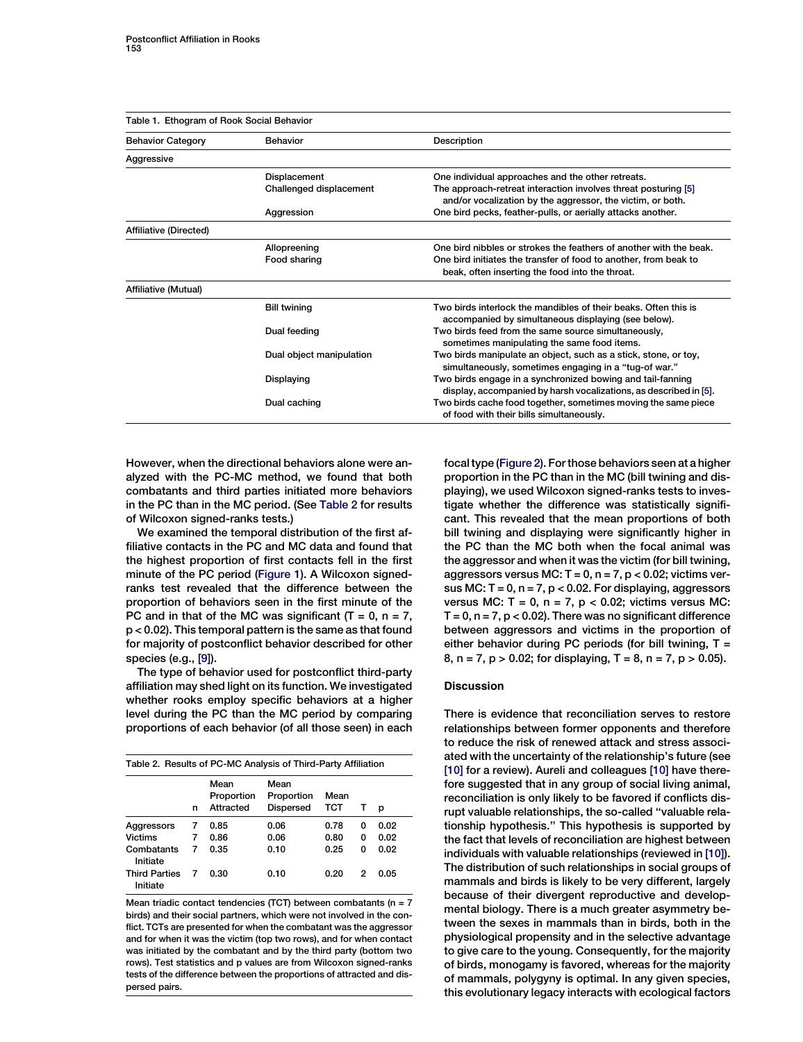Table 1. Ethogram of Rook Social Behavior

| Behavior Category | Behavior | Description |
|---|---|---|
| Aggressive | | |
| | Displacement | One individual approaches and the other retreats. |
| | Challenged displacement | The approach-retreat interaction involves threat posturing [5] and/or vocalization by the aggressor, the victim, or both. |
| | Aggression | One bird pecks, feather-pulls, or aerially attacks another. |
| Affiliative (Directed) | | |
| | Allopreening | One bird nibbles or strokes the feathers of another with the beak. |
| | Food sharing | One bird initiates the transfer of food to another, from beak to beak, often inserting the food into the throat. |
| Affiliative (Mutual) | | |
| | Bill twining | Two birds interlock the mandibles of their beaks. Often this is accompanied by simultaneous displaying (see below). |
| | Dual feeding | Two birds feed from the same source simultaneously, sometimes manipulating the same food items. |
| | Dual object manipulation | Two birds manipulate an object, such as a stick, stone, or toy, simultaneously, sometimes engaging in a "tug-of war." |
| | Displaying | Two birds engage in a synchronized bowing and tail-fanning display, accompanied by harsh vocalizations, as described in [5]. |
| | Dual caching | Two birds cache food together, sometimes moving the same piece of food with their bills simultaneously. |

However, when the directional behaviors alone were analyzed with the PC-MC method, we found that both combatants and third parties initiated more behaviors in the PC than in the MC period. (See Table 2 for results of Wilcoxon signed-ranks tests.)

We examined the temporal distribution of the first affiliative contacts in the PC and MC data and found that the highest proportion of first contacts fell in the first minute of the PC period (Figure 1). A Wilcoxon signed-ranks test revealed that the difference between the proportion of behaviors seen in the first minute of the PC and in that of the MC was significant ($T = 0$, $n = 7$, $p < 0.02$). This temporal pattern is the same as that found for majority of postconflict behavior described for other species (e.g., [9]).

The type of behavior used for postconflict third-party affiliation may shed light on its function. We investigated whether rooks employ specific behaviors at a higher level during the PC than the MC period by comparing proportions of each behavior (of all those seen) in each focal type (Figure 2). For those behaviors seen at a higher proportion in the PC than in the MC (bill twining and displaying), we used Wilcoxon signed-ranks tests to investigate whether the difference was statistically significant. This revealed that the mean proportions of both bill twining and displaying were significantly higher in the PC than the MC both when the focal animal was the aggressor and when it was the victim (for bill twining, aggressors versus MC: $T = 0$, $n = 7$, $p < 0.02$; victims versus MC: $T = 0$, $n = 7$, $p < 0.02$. For displaying, aggressors versus MC: $T = 0$, $n = 7$, $p < 0.02$; victims versus MC: $T = 0$, $n = 7$, $p < 0.02$). There was no significant difference between aggressors and victims in the proportion of either behavior during PC periods (for bill twining, $T = 8$, $n = 7$, $p > 0.02$; for displaying, $T = 8$, $n = 7$, $p > 0.05$).

Table 2. Results of PC-MC Analysis of Third-Party Affiliation

| | n | Mean Proportion Attracted | Mean Proportion Dispersed | Mean TCT | T | p |
|---|---|---|---|---|---|---|
| Aggressors | 7 | 0.85 | 0.06 | 0.78 | 0 | 0.02 |
| Victims | 7 | 0.86 | 0.06 | 0.80 | 0 | 0.02 |
| Combatants Initiate | 7 | 0.35 | 0.10 | 0.25 | 0 | 0.02 |
| Third Parties Initiate | 7 | 0.30 | 0.10 | 0.20 | 2 | 0.05 |

Mean triadic contact tendencies (TCT) between combatants (n = 7 birds) and their social partners, which were not involved in the conflict. TCTs are presented for when the combatant was the aggressor and for when it was the victim (top two rows), and for when contact was initiated by the combatant and by the third party (bottom two rows). Test statistics and p values are from Wilcoxon signed-ranks tests of the difference between the proportions of attracted and dispersed pairs.

## Discussion

There is evidence that reconciliation serves to restore relationships between former opponents and therefore to reduce the risk of renewed attack and stress associated with the uncertainty of the relationship's future (see [10] for a review). Aureli and colleagues [10] have therefore suggested that in any group of social living animal, reconciliation is only likely to be favored if conflicts disrupt valuable relationships, the so-called "valuable relationship hypothesis." This hypothesis is supported by the fact that levels of reconciliation are highest between individuals with valuable relationships (reviewed in [10]). The distribution of such relationships in social groups of mammals and birds is likely to be very different, largely because of their divergent reproductive and developmental biology. There is a much greater asymmetry between the sexes in mammals than in birds, both in the physiological propensity and in the selective advantage to give care to the young. Consequently, for the majority of birds, monogamy is favored, whereas for the majority of mammals, polygyny is optimal. In any given species, this evolutionary legacy interacts with ecological factors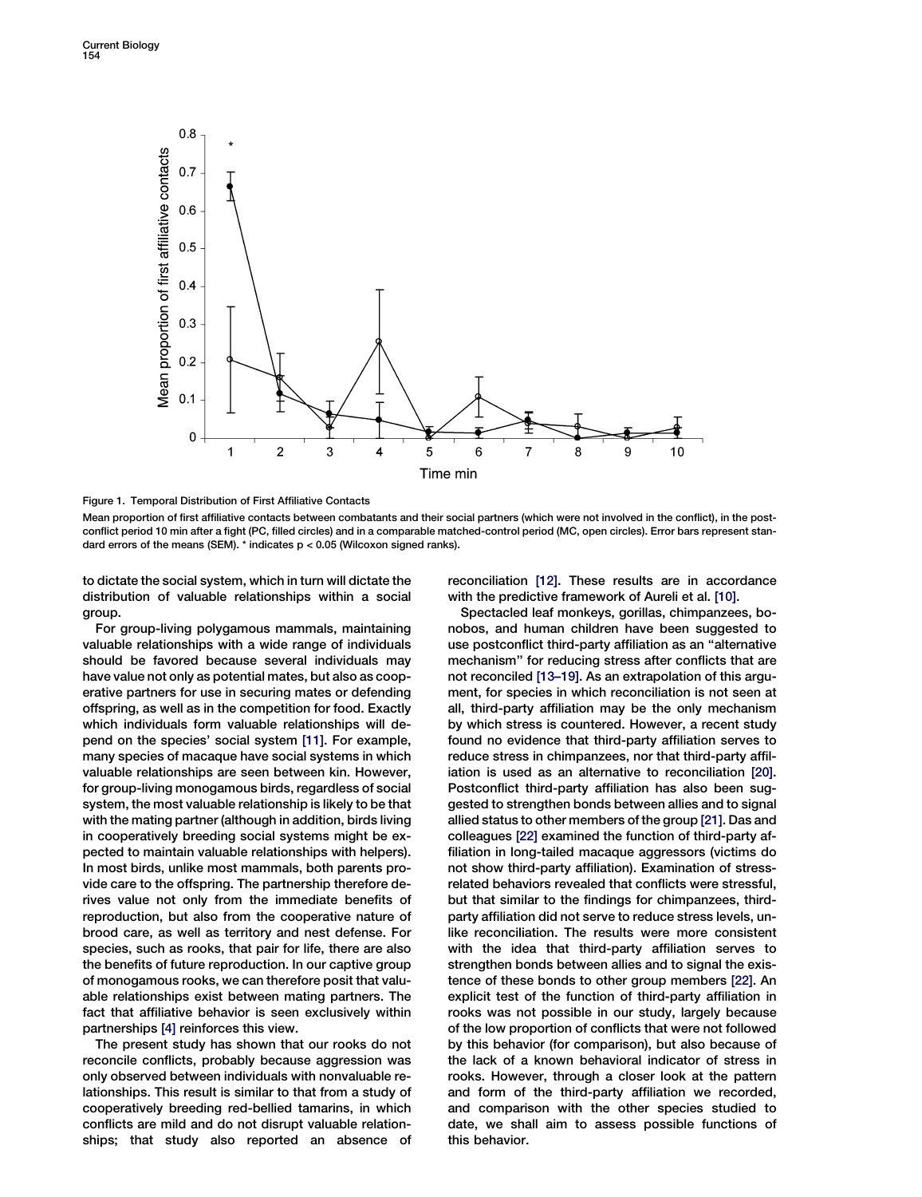0.8
*
0.7
0.6
0.5
0.4
0.3
0.2
0.1
0
1 2 3 4 5 6 7 8 9 10
Mean proportion of first affiliative contacts
Time min

**Figure 1. Temporal Distribution of First Affiliative Contacts**

Mean proportion of first affiliative contacts between combatants and their social partners (which were not involved in the conflict), in the postconflict period 10 min after a fight (PC, filled circles) and in a comparable matched-control period (MC, open circles). Error bars represent standard errors of the means (SEM). * indicates $p < 0.05$ (Wilcoxon signed ranks).

to dictate the social system, which in turn will dictate the distribution of valuable relationships within a social group.

For group-living polygamous mammals, maintaining valuable relationships with a wide range of individuals should be favored because several individuals may have value not only as potential mates, but also as cooperative partners for use in securing mates or defending offspring, as well as in the competition for food. Exactly which individuals form valuable relationships will depend on the species' social system [11]. For example, many species of macaque have social systems in which valuable relationships are seen between kin. However, for group-living monogamous birds, regardless of social system, the most valuable relationship is likely to be that with the mating partner (although in addition, birds living in cooperatively breeding social systems might be expected to maintain valuable relationships with helpers). In most birds, unlike most mammals, both parents provide care to the offspring. The partnership therefore derives value not only from the immediate benefits of reproduction, but also from the cooperative nature of brood care, as well as territory and nest defense. For species, such as rooks, that pair for life, there are also the benefits of future reproduction. In our captive group of monogamous rooks, we can therefore posit that valuable relationships exist between mating partners. The fact that affiliative behavior is seen exclusively within partnerships [4] reinforces this view.

The present study has shown that our rooks do not reconcile conflicts, probably because aggression was only observed between individuals with nonvaluable relationships. This result is similar to that from a study of cooperatively breeding red-bellied tamarins, in which conflicts are mild and do not disrupt valuable relationships; that study also reported an absence of reconciliation [12]. These results are in accordance with the predictive framework of Aureli et al. [10].

Spectacled leaf monkeys, gorillas, chimpanzees, bonobos, and human children have been suggested to use postconflict third-party affiliation as an "alternative mechanism" for reducing stress after conflicts that are not reconciled [13–19]. As an extrapolation of this argument, for species in which reconciliation is not seen at all, third-party affiliation may be the only mechanism by which stress is countered. However, a recent study found no evidence that third-party affiliation serves to reduce stress in chimpanzees, nor that third-party affiliation is used as an alternative to reconciliation [20]. Postconflict third-party affiliation has also been suggested to strengthen bonds between allies and to signal allied status to other members of the group [21]. Das and colleagues [22] examined the function of third-party affiliation in long-tailed macaque aggressors (victims do not show third-party affiliation). Examination of stress-related behaviors revealed that conflicts were stressful, but that similar to the findings for chimpanzees, third-party affiliation did not serve to reduce stress levels, unlike reconciliation. The results were more consistent with the idea that third-party affiliation serves to strengthen bonds between allies and to signal the existence of these bonds to other group members [22]. An explicit test of the function of third-party affiliation in rooks was not possible in our study, largely because of the low proportion of conflicts that were not followed by this behavior (for comparison), but also because of the lack of a known behavioral indicator of stress in rooks. However, through a closer look at the pattern and form of the third-party affiliation we recorded, and comparison with the other species studied to date, we shall aim to assess possible functions of this behavior.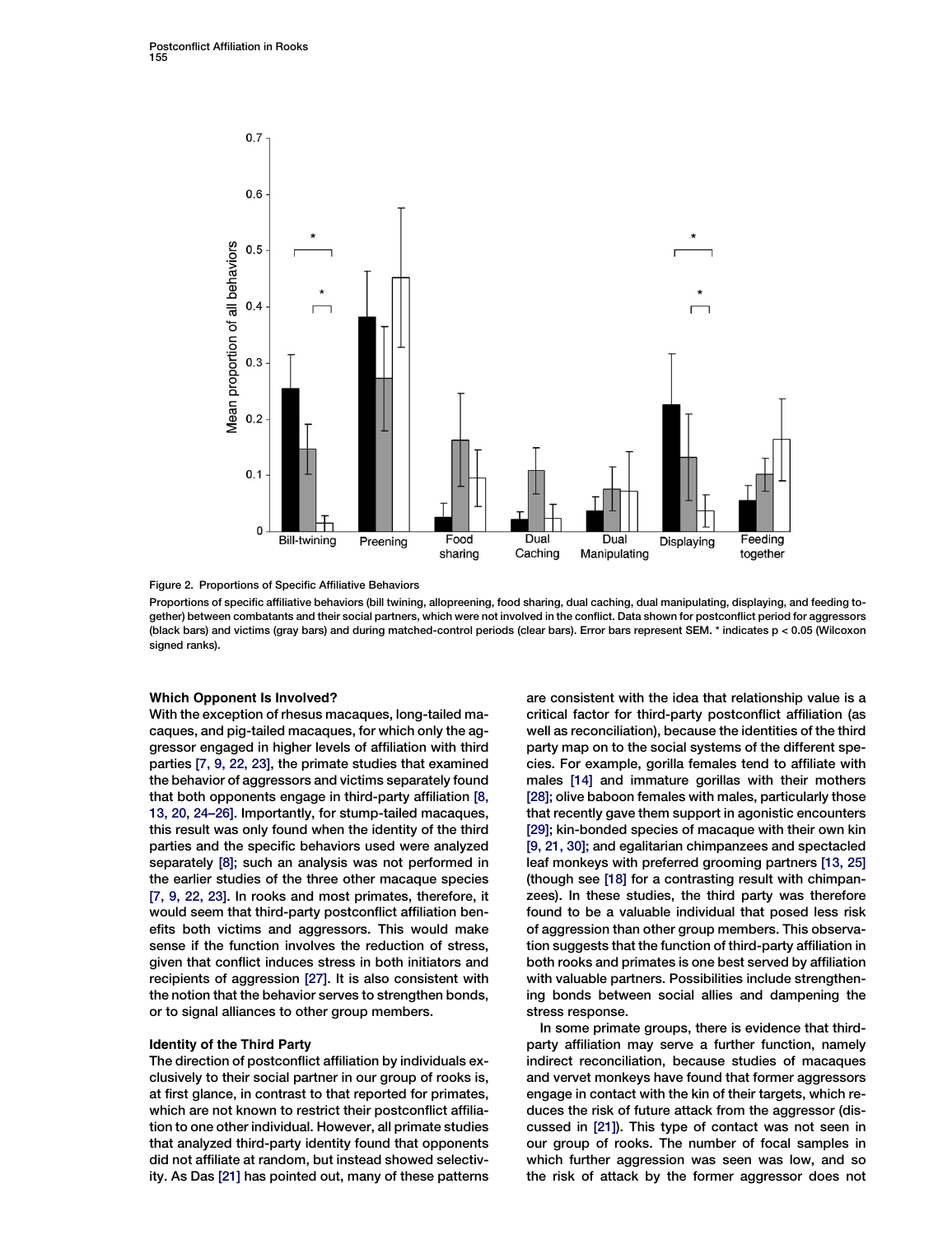Figure 2. Proportions of Specific Affiliative Behaviors

Proportions of specific affiliative behaviors (bill twining, allopreening, food sharing, dual caching, dual manipulating, displaying, and feeding together) between combatants and their social partners, which were not involved in the conflict. Data shown for postconflict period for aggressors (black bars) and victims (gray bars) and during matched-control periods (clear bars). Error bars represent SEM. * indicates $p < 0.05$ (Wilcoxon signed ranks).

### Which Opponent Is Involved?

With the exception of rhesus macaques, long-tailed macaques, and pig-tailed macaques, for which only the aggressor engaged in higher levels of affiliation with third parties [7, 9, 22, 23], the primate studies that examined the behavior of aggressors and victims separately found that both opponents engage in third-party affiliation [8, 13, 20, 24–26]. Importantly, for stump-tailed macaques, this result was only found when the identity of the third parties and the specific behaviors used were analyzed separately [8]; such an analysis was not performed in the earlier studies of the three other macaque species [7, 9, 22, 23]. In rooks and most primates, therefore, it would seem that third-party postconflict affiliation benefits both victims and aggressors. This would make sense if the function involves the reduction of stress, given that conflict induces stress in both initiators and recipients of aggression [27]. It is also consistent with the notion that the behavior serves to strengthen bonds, or to signal alliances to other group members.

### Identity of the Third Party

The direction of postconflict affiliation by individuals exclusively to their social partner in our group of rooks is, at first glance, in contrast to that reported for primates, which are not known to restrict their postconflict affiliation to one other individual. However, all primate studies that analyzed third-party identity found that opponents did not affiliate at random, but instead showed selectivity. As Das [21] has pointed out, many of these patterns are consistent with the idea that relationship value is a critical factor for third-party postconflict affiliation (as well as reconciliation), because the identities of the third party map on to the social systems of the different species. For example, gorilla females tend to affiliate with males [14] and immature gorillas with their mothers [28]; olive baboon females with males, particularly those that recently gave them support in agonistic encounters [29]; kin-bonded species of macaque with their own kin [9, 21, 30]; and egalitarian chimpanzees and spectacled leaf monkeys with preferred grooming partners [13, 25] (though see [18] for a contrasting result with chimpanzees). In these studies, the third party was therefore found to be a valuable individual that posed less risk of aggression than other group members. This observation suggests that the function of third-party affiliation in both rooks and primates is one best served by affiliation with valuable partners. Possibilities include strengthening bonds between social allies and dampening the stress response.

In some primate groups, there is evidence that third-party affiliation may serve a further function, namely indirect reconciliation, because studies of macaques and vervet monkeys have found that former aggressors engage in contact with the kin of their targets, which reduces the risk of future attack from the aggressor (discussed in [21]). This type of contact was not seen in our group of rooks. The number of focal samples in which further aggression was seen was low, and so the risk of attack by the former aggressor does not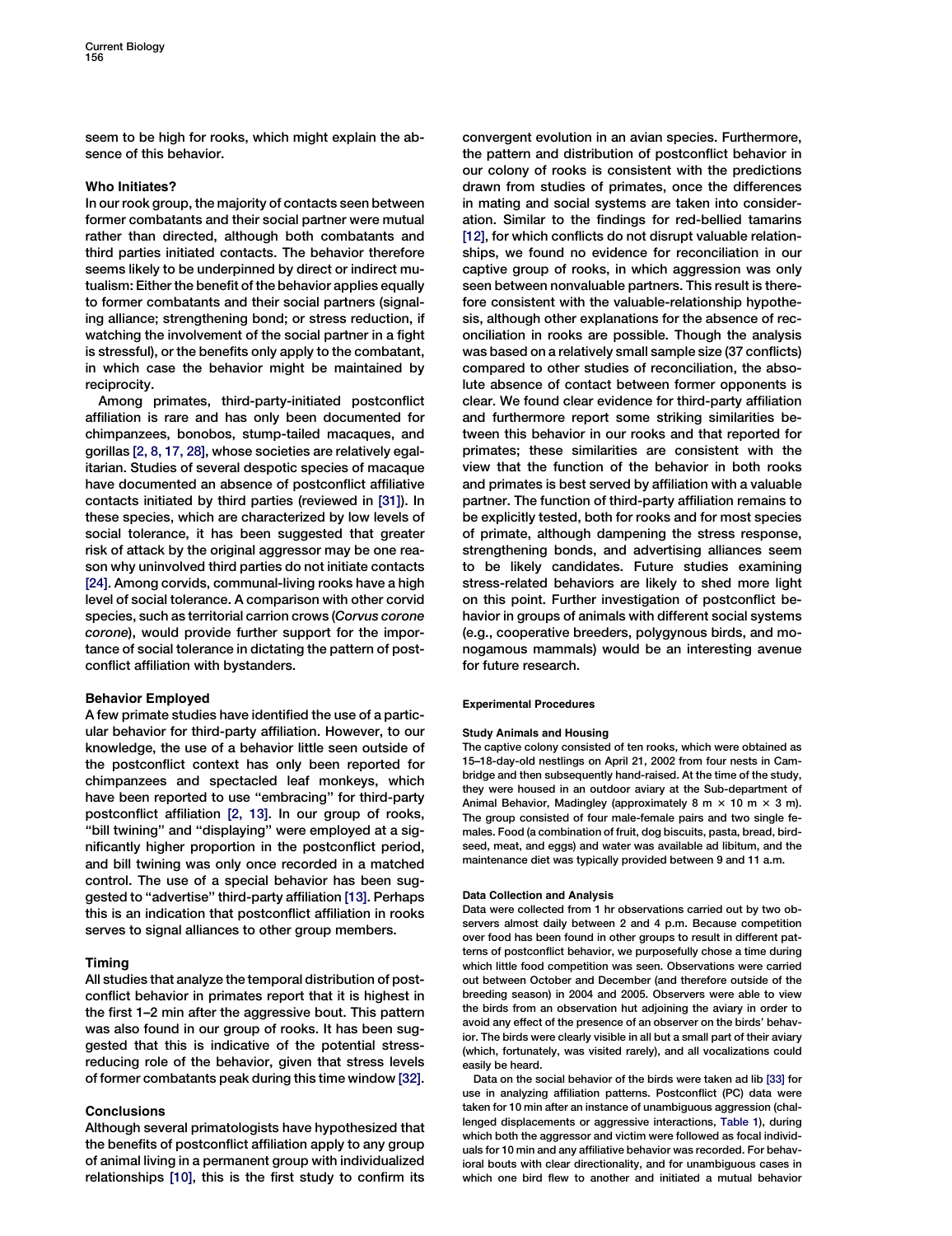seem to be high for rooks, which might explain the absence of this behavior.

### Who Initiates?

In our rook group, the majority of contacts seen between former combatants and their social partner were mutual rather than directed, although both combatants and third parties initiated contacts. The behavior therefore seems likely to be underpinned by direct or indirect mutualism: Either the benefit of the behavior applies equally to former combatants and their social partners (signaling alliance; strengthening bond; or stress reduction, if watching the involvement of the social partner in a fight is stressful), or the benefits only apply to the combatant, in which case the behavior might be maintained by reciprocity.

Among primates, third-party-initiated postconflict affiliation is rare and has only been documented for chimpanzees, bonobos, stump-tailed macaques, and gorillas [2, 8, 17, 28], whose societies are relatively egalitarian. Studies of several despotic species of macaque have documented an absence of postconflict affiliative contacts initiated by third parties (reviewed in [31]). In these species, which are characterized by low levels of social tolerance, it has been suggested that greater risk of attack by the original aggressor may be one reason why uninvolved third parties do not initiate contacts [24]. Among corvids, communal-living rooks have a high level of social tolerance. A comparison with other corvid species, such as territorial carrion crows (*Corvus corone corone*), would provide further support for the importance of social tolerance in dictating the pattern of postconflict affiliation with bystanders.

### Behavior Employed

A few primate studies have identified the use of a particular behavior for third-party affiliation. However, to our knowledge, the use of a behavior little seen outside of the postconflict context has only been reported for chimpanzees and spectacled leaf monkeys, which have been reported to use "embracing" for third-party postconflict affiliation [2, 13]. In our group of rooks, "bill twining" and "displaying" were employed at a significantly higher proportion in the postconflict period, and bill twining was only once recorded in a matched control. The use of a special behavior has been suggested to "advertise" third-party affiliation [13]. Perhaps this is an indication that postconflict affiliation in rooks serves to signal alliances to other group members.

### Timing

All studies that analyze the temporal distribution of postconflict behavior in primates report that it is highest in the first 1–2 min after the aggressive bout. This pattern was also found in our group of rooks. It has been suggested that this is indicative of the potential stress-reducing role of the behavior, given that stress levels of former combatants peak during this time window [32].

### Conclusions

Although several primatologists have hypothesized that the benefits of postconflict affiliation apply to any group of animal living in a permanent group with individualized relationships [10], this is the first study to confirm its convergent evolution in an avian species. Furthermore, the pattern and distribution of postconflict behavior in our colony of rooks is consistent with the predictions drawn from studies of primates, once the differences in mating and social systems are taken into consideration. Similar to the findings for red-bellied tamarins [12], for which conflicts do not disrupt valuable relationships, we found no evidence for reconciliation in our captive group of rooks, in which aggression was only seen between nonvaluable partners. This result is therefore consistent with the valuable-relationship hypothesis, although other explanations for the absence of reconciliation in rooks are possible. Though the analysis was based on a relatively small sample size (37 conflicts) compared to other studies of reconciliation, the absolute absence of contact between former opponents is clear. We found clear evidence for third-party affiliation and furthermore report some striking similarities between this behavior in our rooks and that reported for primates; these similarities are consistent with the view that the function of the behavior in both rooks and primates is best served by affiliation with a valuable partner. The function of third-party affiliation remains to be explicitly tested, both for rooks and for most species of primate, although dampening the stress response, strengthening bonds, and advertising alliances seem to be likely candidates. Future studies examining stress-related behaviors are likely to shed more light on this point. Further investigation of postconflict behavior in groups of animals with different social systems (e.g., cooperative breeders, polygynous birds, and monogamous mammals) would be an interesting avenue for future research.

## Experimental Procedures

### Study Animals and Housing

The captive colony consisted of ten rooks, which were obtained as 15–18-day-old nestlings on April 21, 2002 from four nests in Cambridge and then subsequently hand-raised. At the time of the study, they were housed in an outdoor aviary at the Sub-department of Animal Behavior, Madingley (approximately 8 m × 10 m × 3 m). The group consisted of four male-female pairs and two single females. Food (a combination of fruit, dog biscuits, pasta, bread, birdseed, meat, and eggs) and water was available ad libitum, and the maintenance diet was typically provided between 9 and 11 a.m.

### Data Collection and Analysis

Data were collected from 1 hr observations carried out by two observers almost daily between 2 and 4 p.m. Because competition over food has been found in other groups to result in different patterns of postconflict behavior, we purposefully chose a time during which little food competition was seen. Observations were carried out between October and December (and therefore outside of the breeding season) in 2004 and 2005. Observers were able to view the birds from an observation hut adjoining the aviary in order to avoid any effect of the presence of an observer on the birds' behavior. The birds were clearly visible in all but a small part of their aviary (which, fortunately, was visited rarely), and all vocalizations could easily be heard.

Data on the social behavior of the birds were taken ad lib [33] for use in analyzing affiliation patterns. Postconflict (PC) data were taken for 10 min after an instance of unambiguous aggression (challenged displacements or aggressive interactions, Table 1), during which both the aggressor and victim were followed as focal individuals for 10 min and any affiliative behavior was recorded. For behavioral bouts with clear directionality, and for unambiguous cases in which one bird flew to another and initiated a mutual behavior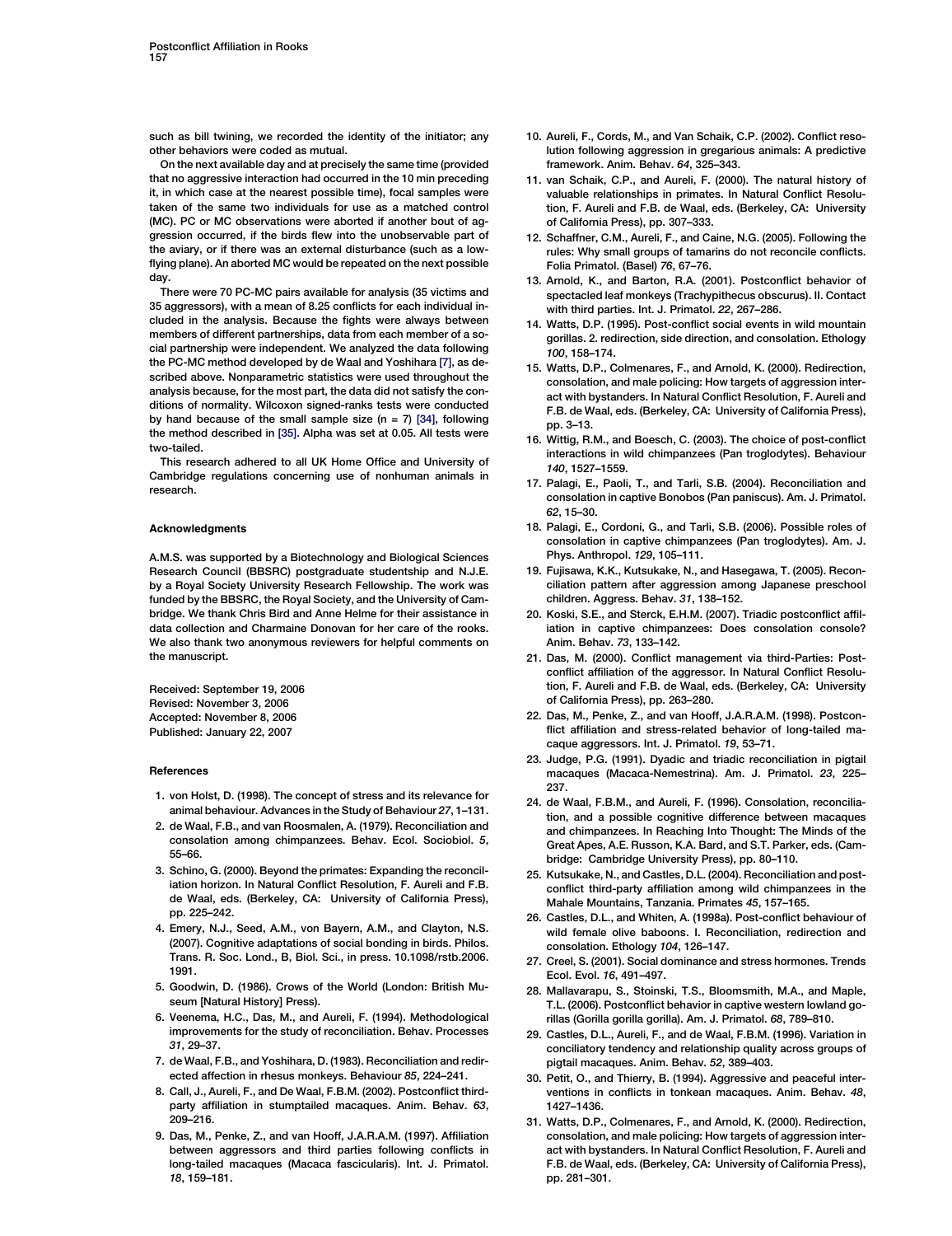such as bill twining, we recorded the identity of the initiator; any other behaviors were coded as mutual.

On the next available day and at precisely the same time (provided that no aggressive interaction had occurred in the 10 min preceding it, in which case at the nearest possible time), focal samples were taken of the same two individuals for use as a matched control (MC). PC or MC observations were aborted if another bout of aggression occurred, if the birds flew into the unobservable part of the aviary, or if there was an external disturbance (such as a low-flying plane). An aborted MC would be repeated on the next possible day.

There were 70 PC-MC pairs available for analysis (35 victims and 35 aggressors), with a mean of 8.25 conflicts for each individual included in the analysis. Because the fights were always between members of different partnerships, data from each member of a social partnership were independent. We analyzed the data following the PC-MC method developed by de Waal and Yoshihara [7], as described above. Nonparametric statistics were used throughout the analysis because, for the most part, the data did not satisfy the conditions of normality. Wilcoxon signed-ranks tests were conducted by hand because of the small sample size ($n = 7$) [34], following the method described in [35]. Alpha was set at 0.05. All tests were two-tailed.

This research adhered to all UK Home Office and University of Cambridge regulations concerning use of nonhuman animals in research.

## Acknowledgments

A.M.S. was supported by a Biotechnology and Biological Sciences Research Council (BBSRC) postgraduate studentship and N.J.E. by a Royal Society University Research Fellowship. The work was funded by the BBSRC, the Royal Society, and the University of Cambridge. We thank Chris Bird and Anne Helme for their assistance in data collection and Charmaine Donovan for her care of the rooks. We also thank two anonymous reviewers for helpful comments on the manuscript.

Received: September 19, 2006
Revised: November 3, 2006
Accepted: November 8, 2006
Published: January 22, 2007

## References

1. von Holst, D. (1998). The concept of stress and its relevance for animal behaviour. Advances in the Study of Behaviour *27*, 1–131.
2. de Waal, F.B., and van Roosmalen, A. (1979). Reconciliation and consolation among chimpanzees. Behav. Ecol. Sociobiol. *5*, 55–66.
3. Schino, G. (2000). Beyond the primates: Expanding the reconciliation horizon. In Natural Conflict Resolution, F. Aureli and F.B. de Waal, eds. (Berkeley, CA: University of California Press), pp. 225–242.
4. Emery, N.J., Seed, A.M., von Bayern, A.M., and Clayton, N.S. (2007). Cognitive adaptations of social bonding in birds. Philos. Trans. R. Soc. Lond., B, Biol. Sci., in press. 10.1098/rstb.2006.1991.
5. Goodwin, D. (1986). Crows of the World (London: British Museum [Natural History] Press).
6. Veenema, H.C., Das, M., and Aureli, F. (1994). Methodological improvements for the study of reconciliation. Behav. Processes *31*, 29–37.
7. de Waal, F.B., and Yoshihara, D. (1983). Reconciliation and redirected affection in rhesus monkeys. Behaviour *85*, 224–241.
8. Call, J., Aureli, F., and De Waal, F.B.M. (2002). Postconflict third-party affiliation in stumptailed macaques. Anim. Behav. *63*, 209–216.
9. Das, M., Penke, Z., and van Hooff, J.A.R.A.M. (1997). Affiliation between aggressors and third parties following conflicts in long-tailed macaques (Macaca fascicularis). Int. J. Primatol. *18*, 159–181.
10. Aureli, F., Cords, M., and Van Schaik, C.P. (2002). Conflict resolution following aggression in gregarious animals: A predictive framework. Anim. Behav. *64*, 325–343.
11. van Schaik, C.P., and Aureli, F. (2000). The natural history of valuable relationships in primates. In Natural Conflict Resolution, F. Aureli and F.B. de Waal, eds. (Berkeley, CA: University of California Press), pp. 307–333.
12. Schaffner, C.M., Aureli, F., and Caine, N.G. (2005). Following the rules: Why small groups of tamarins do not reconcile conflicts. Folia Primatol. (Basel) *76*, 67–76.
13. Arnold, K., and Barton, R.A. (2001). Postconflict behavior of spectacled leaf monkeys (Trachypithecus obscurus). II. Contact with third parties. Int. J. Primatol. *22*, 267–286.
14. Watts, D.P. (1995). Post-conflict social events in wild mountain gorillas. 2. redirection, side direction, and consolation. Ethology *100*, 158–174.
15. Watts, D.P., Colmenares, F., and Arnold, K. (2000). Redirection, consolation, and male policing: How targets of aggression interact with bystanders. In Natural Conflict Resolution, F. Aureli and F.B. de Waal, eds. (Berkeley, CA: University of California Press), pp. 3–13.
16. Wittig, R.M., and Boesch, C. (2003). The choice of post-conflict interactions in wild chimpanzees (Pan troglodytes). Behaviour *140*, 1527–1559.
17. Palagi, E., Paoli, T., and Tarli, S.B. (2004). Reconciliation and consolation in captive Bonobos (Pan paniscus). Am. J. Primatol. *62*, 15–30.
18. Palagi, E., Cordoni, G., and Tarli, S.B. (2006). Possible roles of consolation in captive chimpanzees (Pan troglodytes). Am. J. Phys. Anthropol. *129*, 105–111.
19. Fujisawa, K.K., Kutsukake, N., and Hasegawa, T. (2005). Reconciliation pattern after aggression among Japanese preschool children. Aggress. Behav. *31*, 138–152.
20. Koski, S.E., and Sterck, E.H.M. (2007). Triadic postconflict affiliation in captive chimpanzees: Does consolation console? Anim. Behav. *73*, 133–142.
21. Das, M. (2000). Conflict management via third-Parties: Post-conflict affiliation of the aggressor. In Natural Conflict Resolution, F. Aureli and F.B. de Waal, eds. (Berkeley, CA: University of California Press), pp. 263–280.
22. Das, M., Penke, Z., and van Hooff, J.A.R.A.M. (1998). Postconflict affiliation and stress-related behavior of long-tailed macaque aggressors. Int. J. Primatol. *19*, 53–71.
23. Judge, P.G. (1991). Dyadic and triadic reconciliation in pigtail macaques (Macaca-Nemestrina). Am. J. Primatol. *23*, 225–237.
24. de Waal, F.B.M., and Aureli, F. (1996). Consolation, reconciliation, and a possible cognitive difference between macaques and chimpanzees. In Reaching Into Thought: The Minds of the Great Apes, A.E. Russon, K.A. Bard, and S.T. Parker, eds. (Cambridge: Cambridge University Press), pp. 80–110.
25. Kutsukake, N., and Castles, D.L. (2004). Reconciliation and post-conflict third-party affiliation among wild chimpanzees in the Mahale Mountains, Tanzania. Primates *45*, 157–165.
26. Castles, D.L., and Whiten, A. (1998a). Post-conflict behaviour of wild female olive baboons. I. Reconciliation, redirection and consolation. Ethology *104*, 126–147.
27. Creel, S. (2001). Social dominance and stress hormones. Trends Ecol. Evol. *16*, 491–497.
28. Mallavarapu, S., Stoinski, T.S., Bloomsmith, M.A., and Maple, T.L. (2006). Postconflict behavior in captive western lowland gorillas (Gorilla gorilla gorilla). Am. J. Primatol. *68*, 789–810.
29. Castles, D.L., Aureli, F., and de Waal, F.B.M. (1996). Variation in conciliatory tendency and relationship quality across groups of pigtail macaques. Anim. Behav. *52*, 389–403.
30. Petit, O., and Thierry, B. (1994). Aggressive and peaceful interventions in conflicts in tonkean macaques. Anim. Behav. *48*, 1427–1436.
31. Watts, D.P., Colmenares, F., and Arnold, K. (2000). Redirection, consolation, and male policing: How targets of aggression interact with bystanders. In Natural Conflict Resolution, F. Aureli and F.B. de Waal, eds. (Berkeley, CA: University of California Press), pp. 281–301.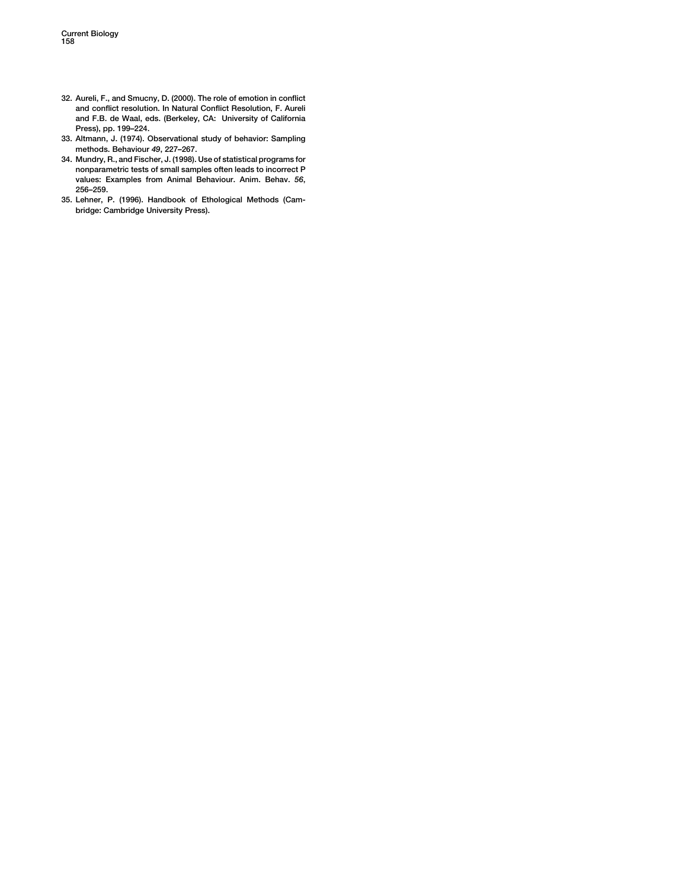32. Aureli, F., and Smucny, D. (2000). The role of emotion in conflict and conflict resolution. In Natural Conflict Resolution, F. Aureli and F.B. de Waal, eds. (Berkeley, CA: University of California Press), pp. 199–224.
33. Altmann, J. (1974). Observational study of behavior: Sampling methods. Behaviour *49*, 227–267.
34. Mundry, R., and Fischer, J. (1998). Use of statistical programs for nonparametric tests of small samples often leads to incorrect P values: Examples from Animal Behaviour. Anim. Behav. *56*, 256–259.
35. Lehner, P. (1996). Handbook of Ethological Methods (Cambridge: Cambridge University Press).